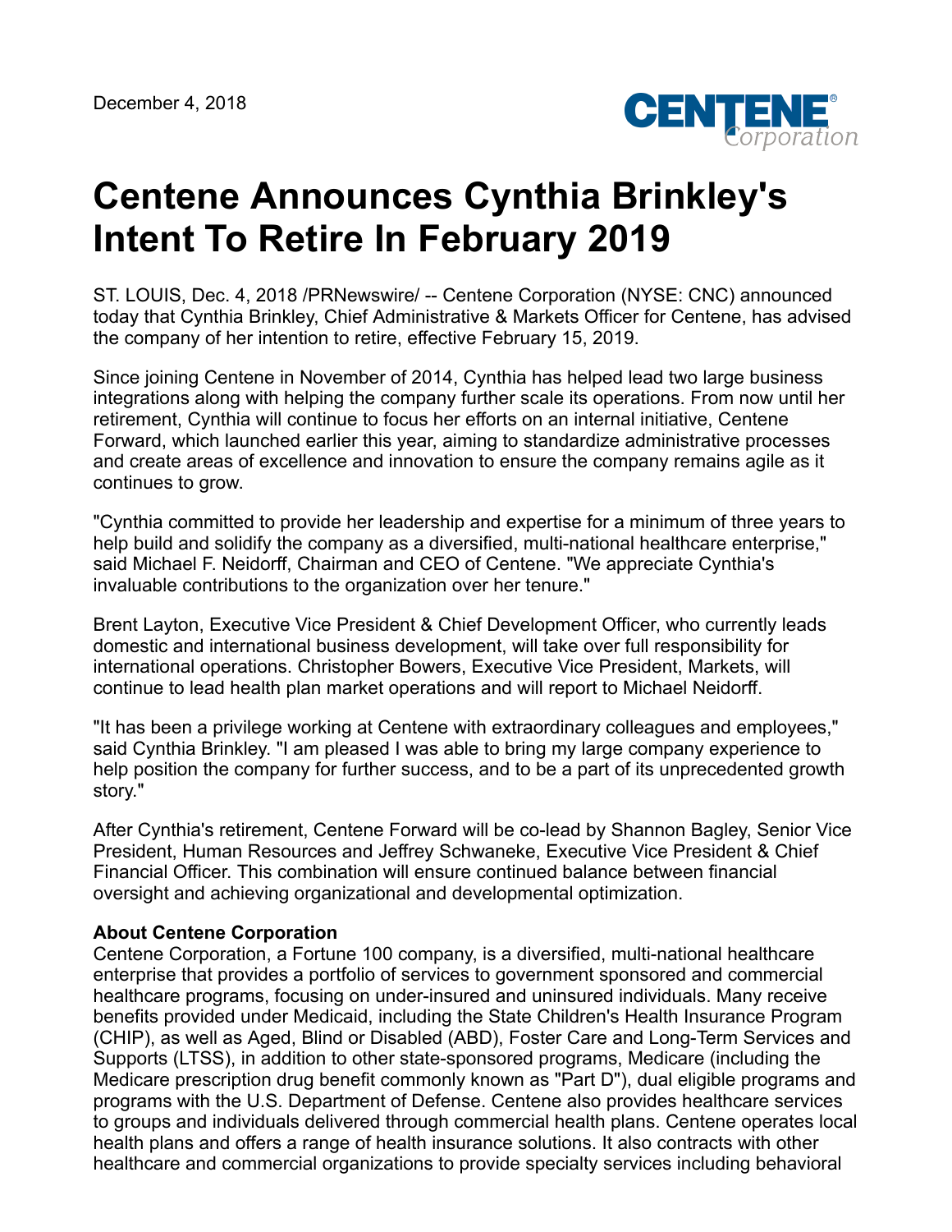December 4, 2018

# Centene Announces Cynthia Brinkley's Intent To Retire In February 2019

ST. LOUIS, Dec. 4, 2018 /PRNewswire/ -- Centene Corporation (NYSE: CNC) announced today that Cynthia Brinkley, Chief Administrative & Markets Officer for Centene, has advised the company of her intention to retire, effective February 15, 2019.

Since joining Centene in November of 2014, Cynthia has helped lead two large business integrations along with helping the company further scale its operations. From now until her retirement, Cynthia will continue to focus her efforts on an internal initiative, Centene Forward, which launched earlier this year, aiming to standardize administrative processes and create areas of excellence and innovation to ensure the company remains agile as it continues to grow.

"Cynthia committed to provide her leadership and expertise for a minimum of three years to help build and solidify the company as a diversified, multi-national healthcare enterprise," said Michael F. Neidorff, Chairman and CEO of Centene. "We appreciate Cynthia's invaluable contributions to the organization over her tenure."

Brent Layton, Executive Vice President & Chief Development Officer, who currently leads domestic and international business development, will take over full responsibility for international operations. Christopher Bowers, Executive Vice President, Markets, will continue to lead health plan market operations and will report to Michael Neidorff.

"It has been a privilege working at Centene with extraordinary colleagues and employees," said Cynthia Brinkley. "I am pleased I was able to bring my large company experience to help position the company for further success, and to be a part of its unprecedented growth story."

After Cynthia's retirement, Centene Forward will be co-lead by Shannon Bagley, Senior Vice President, Human Resources and Jeffrey Schwaneke, Executive Vice President & Chief Financial Officer. This combination will ensure continued balance between financial oversight and achieving organizational and developmental optimization.

**About Centene Corporation**
Centene Corporation, a Fortune 100 company, is a diversified, multi-national healthcare enterprise that provides a portfolio of services to government sponsored and commercial healthcare programs, focusing on under-insured and uninsured individuals. Many receive benefits provided under Medicaid, including the State Children's Health Insurance Program (CHIP), as well as Aged, Blind or Disabled (ABD), Foster Care and Long-Term Services and Supports (LTSS), in addition to other state-sponsored programs, Medicare (including the Medicare prescription drug benefit commonly known as "Part D"), dual eligible programs and programs with the U.S. Department of Defense. Centene also provides healthcare services to groups and individuals delivered through commercial health plans. Centene operates local health plans and offers a range of health insurance solutions. It also contracts with other healthcare and commercial organizations to provide specialty services including behavioral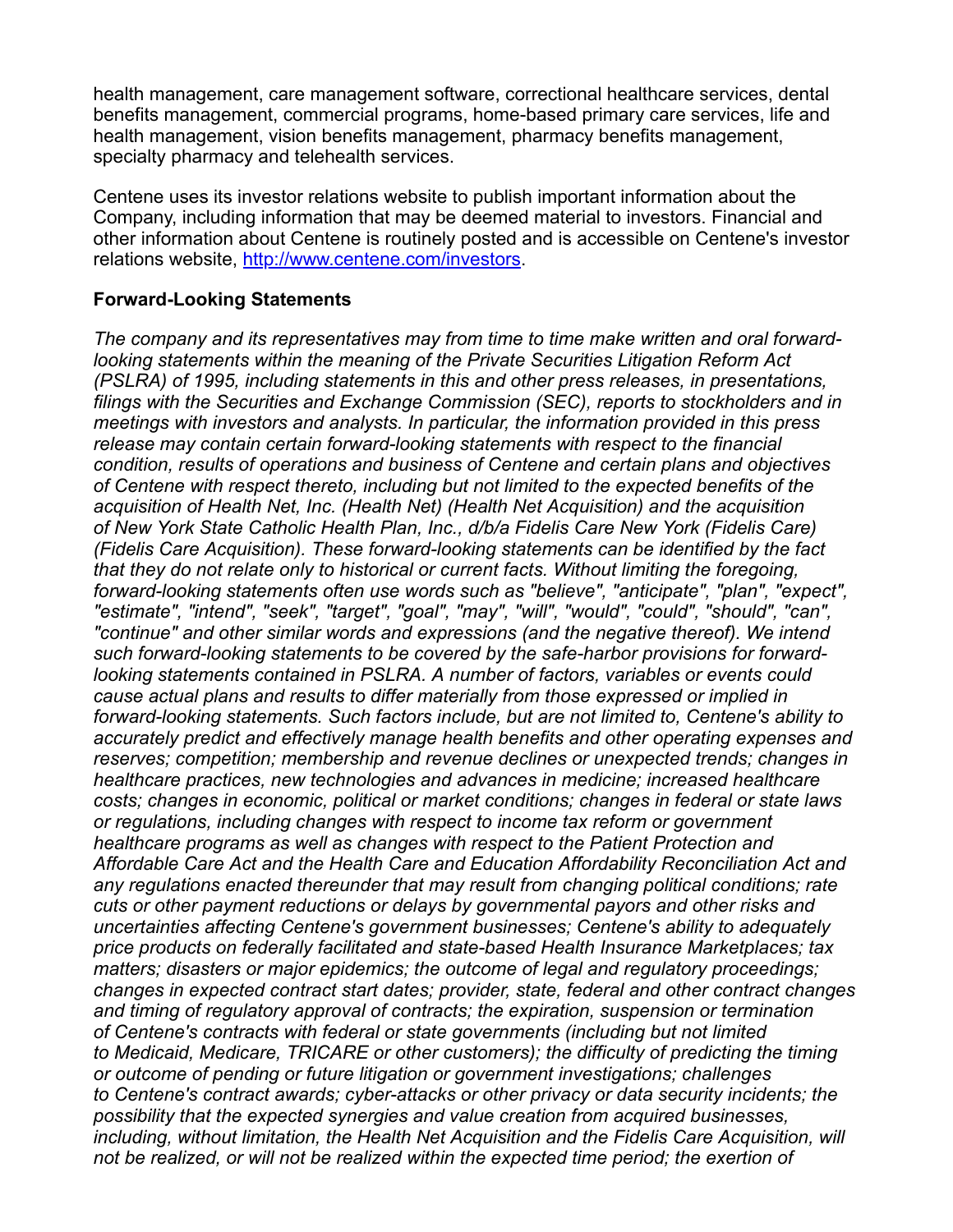health management, care management software, correctional healthcare services, dental benefits management, commercial programs, home-based primary care services, life and health management, vision benefits management, pharmacy benefits management, specialty pharmacy and telehealth services.

Centene uses its investor relations website to publish important information about the Company, including information that may be deemed material to investors. Financial and other information about Centene is routinely posted and is accessible on Centene's investor relations website, [http://www.centene.com/investors](http://www.centene.com/investors).

**Forward-Looking Statements**

*The company and its representatives may from time to time make written and oral forward-looking statements within the meaning of the Private Securities Litigation Reform Act (PSLRA) of 1995, including statements in this and other press releases, in presentations, filings with the Securities and Exchange Commission (SEC), reports to stockholders and in meetings with investors and analysts. In particular, the information provided in this press release may contain certain forward-looking statements with respect to the financial condition, results of operations and business of Centene and certain plans and objectives of Centene with respect thereto, including but not limited to the expected benefits of the acquisition of Health Net, Inc. (Health Net) (Health Net Acquisition) and the acquisition of New York State Catholic Health Plan, Inc., d/b/a Fidelis Care New York (Fidelis Care) (Fidelis Care Acquisition). These forward-looking statements can be identified by the fact that they do not relate only to historical or current facts. Without limiting the foregoing, forward-looking statements often use words such as "believe", "anticipate", "plan", "expect", "estimate", "intend", "seek", "target", "goal", "may", "will", "would", "could", "should", "can", "continue" and other similar words and expressions (and the negative thereof). We intend such forward-looking statements to be covered by the safe-harbor provisions for forward-looking statements contained in PSLRA. A number of factors, variables or events could cause actual plans and results to differ materially from those expressed or implied in forward-looking statements. Such factors include, but are not limited to, Centene's ability to accurately predict and effectively manage health benefits and other operating expenses and reserves; competition; membership and revenue declines or unexpected trends; changes in healthcare practices, new technologies and advances in medicine; increased healthcare costs; changes in economic, political or market conditions; changes in federal or state laws or regulations, including changes with respect to income tax reform or government healthcare programs as well as changes with respect to the Patient Protection and Affordable Care Act and the Health Care and Education Affordability Reconciliation Act and any regulations enacted thereunder that may result from changing political conditions; rate cuts or other payment reductions or delays by governmental payors and other risks and uncertainties affecting Centene's government businesses; Centene's ability to adequately price products on federally facilitated and state-based Health Insurance Marketplaces; tax matters; disasters or major epidemics; the outcome of legal and regulatory proceedings; changes in expected contract start dates; provider, state, federal and other contract changes and timing of regulatory approval of contracts; the expiration, suspension or termination of Centene's contracts with federal or state governments (including but not limited to Medicaid, Medicare, TRICARE or other customers); the difficulty of predicting the timing or outcome of pending or future litigation or government investigations; challenges to Centene's contract awards; cyber-attacks or other privacy or data security incidents; the possibility that the expected synergies and value creation from acquired businesses, including, without limitation, the Health Net Acquisition and the Fidelis Care Acquisition, will not be realized, or will not be realized within the expected time period; the exertion of*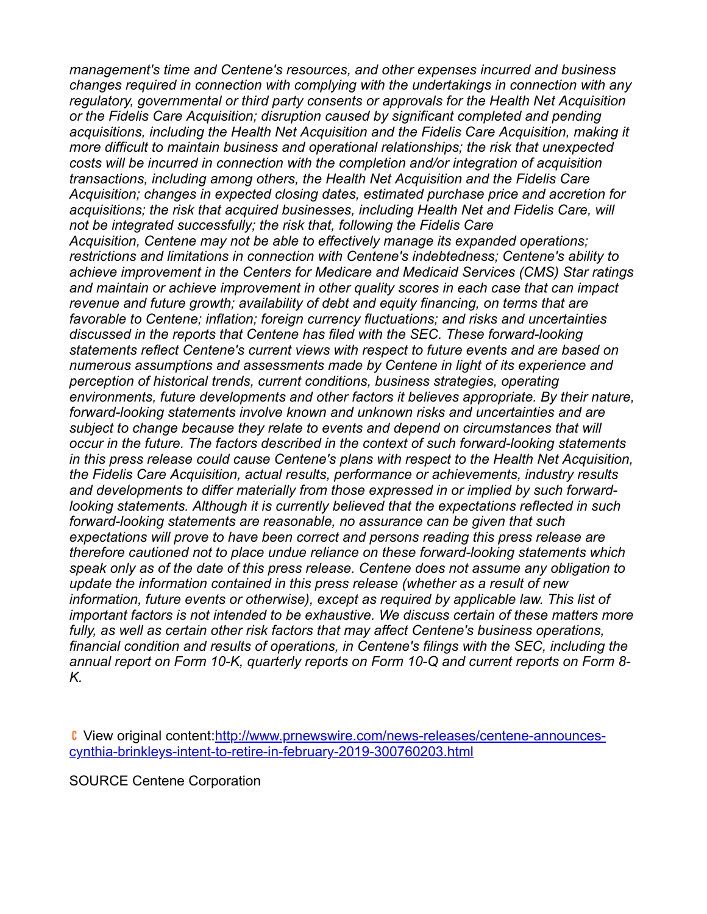*management's time and Centene's resources, and other expenses incurred and business changes required in connection with complying with the undertakings in connection with any regulatory, governmental or third party consents or approvals for the Health Net Acquisition or the Fidelis Care Acquisition; disruption caused by significant completed and pending acquisitions, including the Health Net Acquisition and the Fidelis Care Acquisition, making it more difficult to maintain business and operational relationships; the risk that unexpected costs will be incurred in connection with the completion and/or integration of acquisition transactions, including among others, the Health Net Acquisition and the Fidelis Care Acquisition; changes in expected closing dates, estimated purchase price and accretion for acquisitions; the risk that acquired businesses, including Health Net and Fidelis Care, will not be integrated successfully; the risk that, following the Fidelis Care Acquisition, Centene may not be able to effectively manage its expanded operations; restrictions and limitations in connection with Centene's indebtedness; Centene's ability to achieve improvement in the Centers for Medicare and Medicaid Services (CMS) Star ratings and maintain or achieve improvement in other quality scores in each case that can impact revenue and future growth; availability of debt and equity financing, on terms that are favorable to Centene; inflation; foreign currency fluctuations; and risks and uncertainties discussed in the reports that Centene has filed with the SEC. These forward-looking statements reflect Centene's current views with respect to future events and are based on numerous assumptions and assessments made by Centene in light of its experience and perception of historical trends, current conditions, business strategies, operating environments, future developments and other factors it believes appropriate. By their nature, forward-looking statements involve known and unknown risks and uncertainties and are subject to change because they relate to events and depend on circumstances that will occur in the future. The factors described in the context of such forward-looking statements in this press release could cause Centene's plans with respect to the Health Net Acquisition, the Fidelis Care Acquisition, actual results, performance or achievements, industry results and developments to differ materially from those expressed in or implied by such forward-looking statements. Although it is currently believed that the expectations reflected in such forward-looking statements are reasonable, no assurance can be given that such expectations will prove to have been correct and persons reading this press release are therefore cautioned not to place undue reliance on these forward-looking statements which speak only as of the date of this press release. Centene does not assume any obligation to update the information contained in this press release (whether as a result of new information, future events or otherwise), except as required by applicable law. This list of important factors is not intended to be exhaustive. We discuss certain of these matters more fully, as well as certain other risk factors that may affect Centene's business operations, financial condition and results of operations, in Centene's filings with the SEC, including the annual report on Form 10-K, quarterly reports on Form 10-Q and current reports on Form 8-K.*

View original content:[http://www.prnewswire.com/news-releases/centene-announces-cynthia-brinkleys-intent-to-retire-in-february-2019-300760203.html](http://www.prnewswire.com/news-releases/centene-announces-cynthia-brinkleys-intent-to-retire-in-february-2019-300760203.html)

SOURCE Centene Corporation